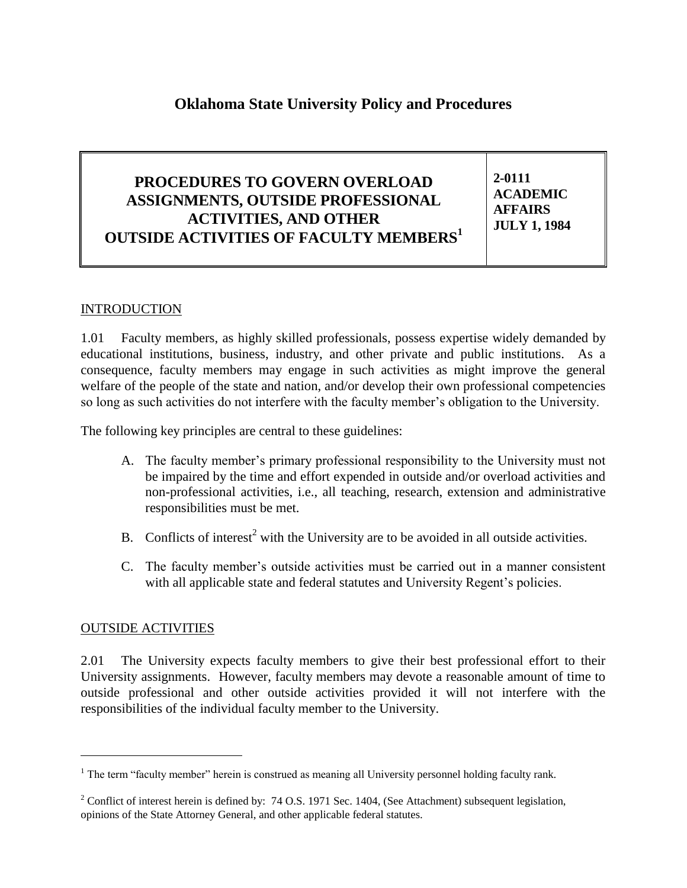# Oklahoma State University Policy and Procedures

| PROCEDURES TO GOVERN OVERLOAD ASSIGNMENTS, OUTSIDE PROFESSIONAL ACTIVITIES, AND OTHER OUTSIDE ACTIVITIES OF FACULTY MEMBERS[1] | 2-0111 ACADEMIC AFFAIRS JULY 1, 1984 |
| --- | --- |

## INTRODUCTION

1.01 Faculty members, as highly skilled professionals, possess expertise widely demanded by educational institutions, business, industry, and other private and public institutions. As a consequence, faculty members may engage in such activities as might improve the general welfare of the people of the state and nation, and/or develop their own professional competencies so long as such activities do not interfere with the faculty member's obligation to the University.

The following key principles are central to these guidelines:

A. The faculty member's primary professional responsibility to the University must not be impaired by the time and effort expended in outside and/or overload activities and non-professional activities, i.e., all teaching, research, extension and administrative responsibilities must be met.

B. Conflicts of interest[2] with the University are to be avoided in all outside activities.

C. The faculty member's outside activities must be carried out in a manner consistent with all applicable state and federal statutes and University Regent's policies.

## OUTSIDE ACTIVITIES

2.01 The University expects faculty members to give their best professional effort to their University assignments. However, faculty members may devote a reasonable amount of time to outside professional and other outside activities provided it will not interfere with the responsibilities of the individual faculty member to the University.

---

[1] The term "faculty member" herein is construed as meaning all University personnel holding faculty rank.

[2] Conflict of interest herein is defined by: 74 O.S. 1971 Sec. 1404, (See Attachment) subsequent legislation, opinions of the State Attorney General, and other applicable federal statutes.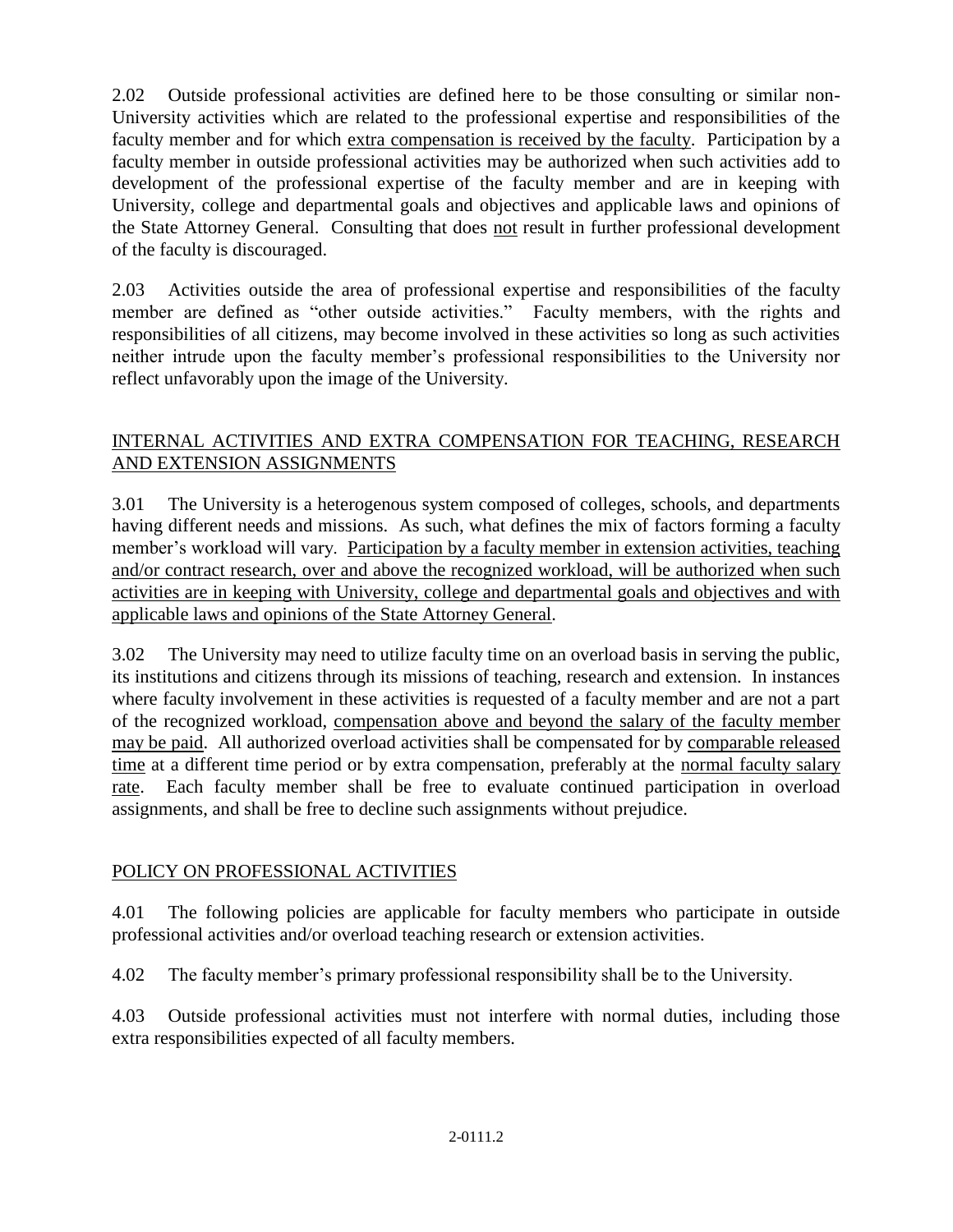2.02 Outside professional activities are defined here to be those consulting or similar non-University activities which are related to the professional expertise and responsibilities of the faculty member and for which <u>extra compensation is received by the faculty</u>. Participation by a faculty member in outside professional activities may be authorized when such activities add to development of the professional expertise of the faculty member and are in keeping with University, college and departmental goals and objectives and applicable laws and opinions of the State Attorney General. Consulting that does <u>not</u> result in further professional development of the faculty is discouraged.

2.03 Activities outside the area of professional expertise and responsibilities of the faculty member are defined as "other outside activities." Faculty members, with the rights and responsibilities of all citizens, may become involved in these activities so long as such activities neither intrude upon the faculty member's professional responsibilities to the University nor reflect unfavorably upon the image of the University.

## <u>INTERNAL ACTIVITIES AND EXTRA COMPENSATION FOR TEACHING, RESEARCH AND EXTENSION ASSIGNMENTS</u>

3.01 The University is a heterogenous system composed of colleges, schools, and departments having different needs and missions. As such, what defines the mix of factors forming a faculty member's workload will vary. <u>Participation by a faculty member in extension activities, teaching and/or contract research, over and above the recognized workload, will be authorized when such activities are in keeping with University, college and departmental goals and objectives and with applicable laws and opinions of the State Attorney General</u>.

3.02 The University may need to utilize faculty time on an overload basis in serving the public, its institutions and citizens through its missions of teaching, research and extension. In instances where faculty involvement in these activities is requested of a faculty member and are not a part of the recognized workload, <u>compensation above and beyond the salary of the faculty member may be paid</u>. All authorized overload activities shall be compensated for by <u>comparable released time</u> at a different time period or by extra compensation, preferably at the <u>normal faculty salary rate</u>. Each faculty member shall be free to evaluate continued participation in overload assignments, and shall be free to decline such assignments without prejudice.

## <u>POLICY ON PROFESSIONAL ACTIVITIES</u>

4.01 The following policies are applicable for faculty members who participate in outside professional activities and/or overload teaching research or extension activities.

4.02 The faculty member's primary professional responsibility shall be to the University.

4.03 Outside professional activities must not interfere with normal duties, including those extra responsibilities expected of all faculty members.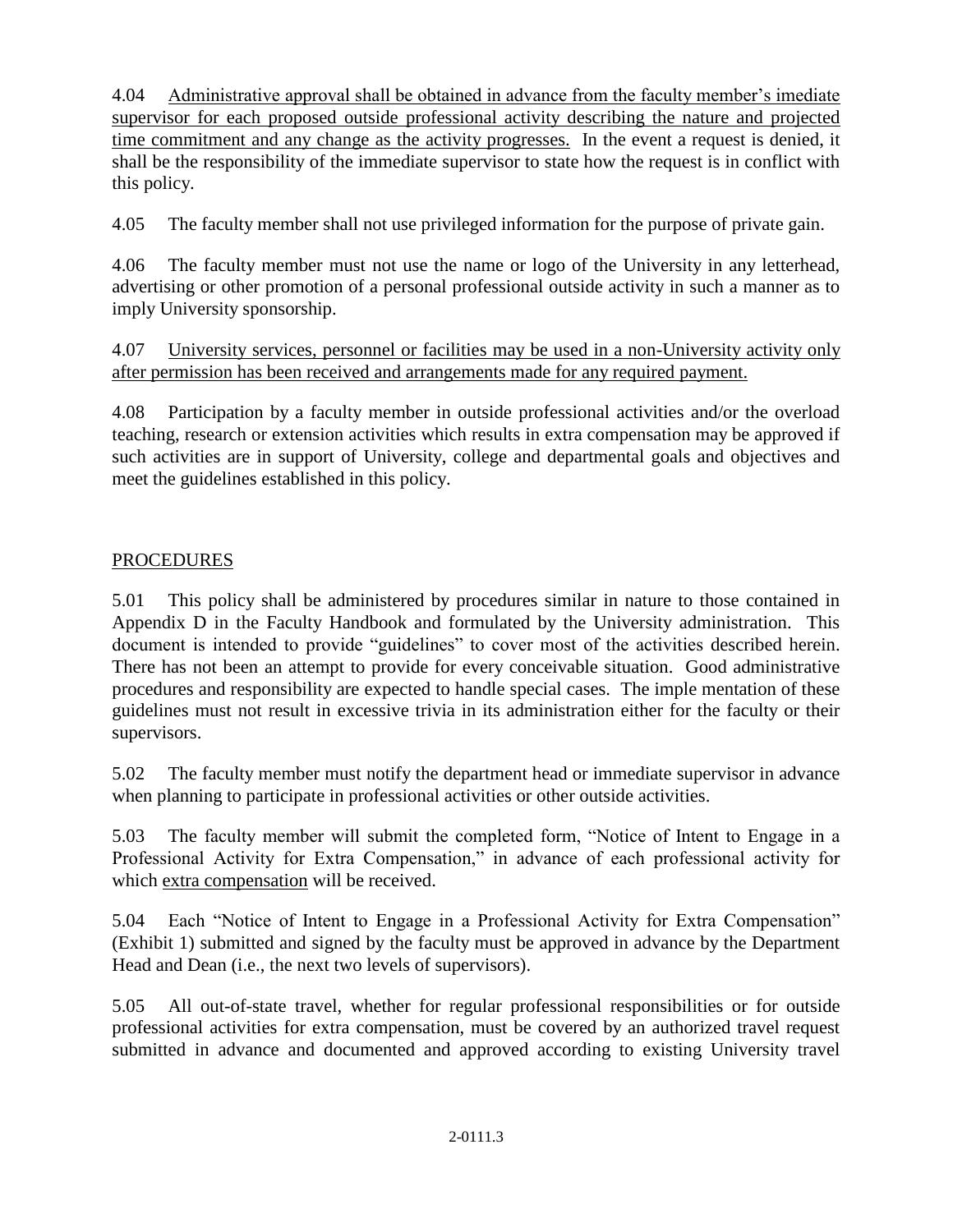4.04 Administrative approval shall be obtained in advance from the faculty member's imediate supervisor for each proposed outside professional activity describing the nature and projected time commitment and any change as the activity progresses. In the event a request is denied, it shall be the responsibility of the immediate supervisor to state how the request is in conflict with this policy.

4.05 The faculty member shall not use privileged information for the purpose of private gain.

4.06 The faculty member must not use the name or logo of the University in any letterhead, advertising or other promotion of a personal professional outside activity in such a manner as to imply University sponsorship.

4.07 University services, personnel or facilities may be used in a non-University activity only after permission has been received and arrangements made for any required payment.

4.08 Participation by a faculty member in outside professional activities and/or the overload teaching, research or extension activities which results in extra compensation may be approved if such activities are in support of University, college and departmental goals and objectives and meet the guidelines established in this policy.

## PROCEDURES

5.01 This policy shall be administered by procedures similar in nature to those contained in Appendix D in the Faculty Handbook and formulated by the University administration. This document is intended to provide "guidelines" to cover most of the activities described herein. There has not been an attempt to provide for every conceivable situation. Good administrative procedures and responsibility are expected to handle special cases. The imple mentation of these guidelines must not result in excessive trivia in its administration either for the faculty or their supervisors.

5.02 The faculty member must notify the department head or immediate supervisor in advance when planning to participate in professional activities or other outside activities.

5.03 The faculty member will submit the completed form, "Notice of Intent to Engage in a Professional Activity for Extra Compensation," in advance of each professional activity for which extra compensation will be received.

5.04 Each "Notice of Intent to Engage in a Professional Activity for Extra Compensation" (Exhibit 1) submitted and signed by the faculty must be approved in advance by the Department Head and Dean (i.e., the next two levels of supervisors).

5.05 All out-of-state travel, whether for regular professional responsibilities or for outside professional activities for extra compensation, must be covered by an authorized travel request submitted in advance and documented and approved according to existing University travel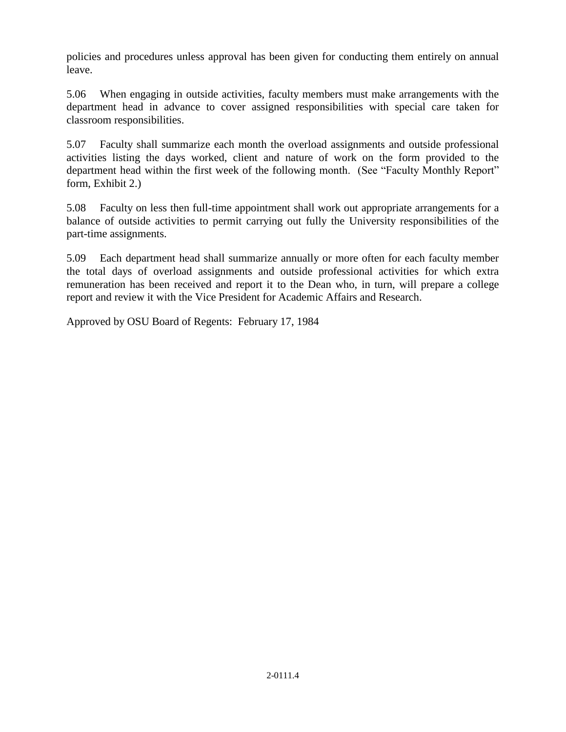policies and procedures unless approval has been given for conducting them entirely on annual leave.

5.06 When engaging in outside activities, faculty members must make arrangements with the department head in advance to cover assigned responsibilities with special care taken for classroom responsibilities.

5.07 Faculty shall summarize each month the overload assignments and outside professional activities listing the days worked, client and nature of work on the form provided to the department head within the first week of the following month. (See "Faculty Monthly Report" form, Exhibit 2.)

5.08 Faculty on less then full-time appointment shall work out appropriate arrangements for a balance of outside activities to permit carrying out fully the University responsibilities of the part-time assignments.

5.09 Each department head shall summarize annually or more often for each faculty member the total days of overload assignments and outside professional activities for which extra remuneration has been received and report it to the Dean who, in turn, will prepare a college report and review it with the Vice President for Academic Affairs and Research.

Approved by OSU Board of Regents: February 17, 1984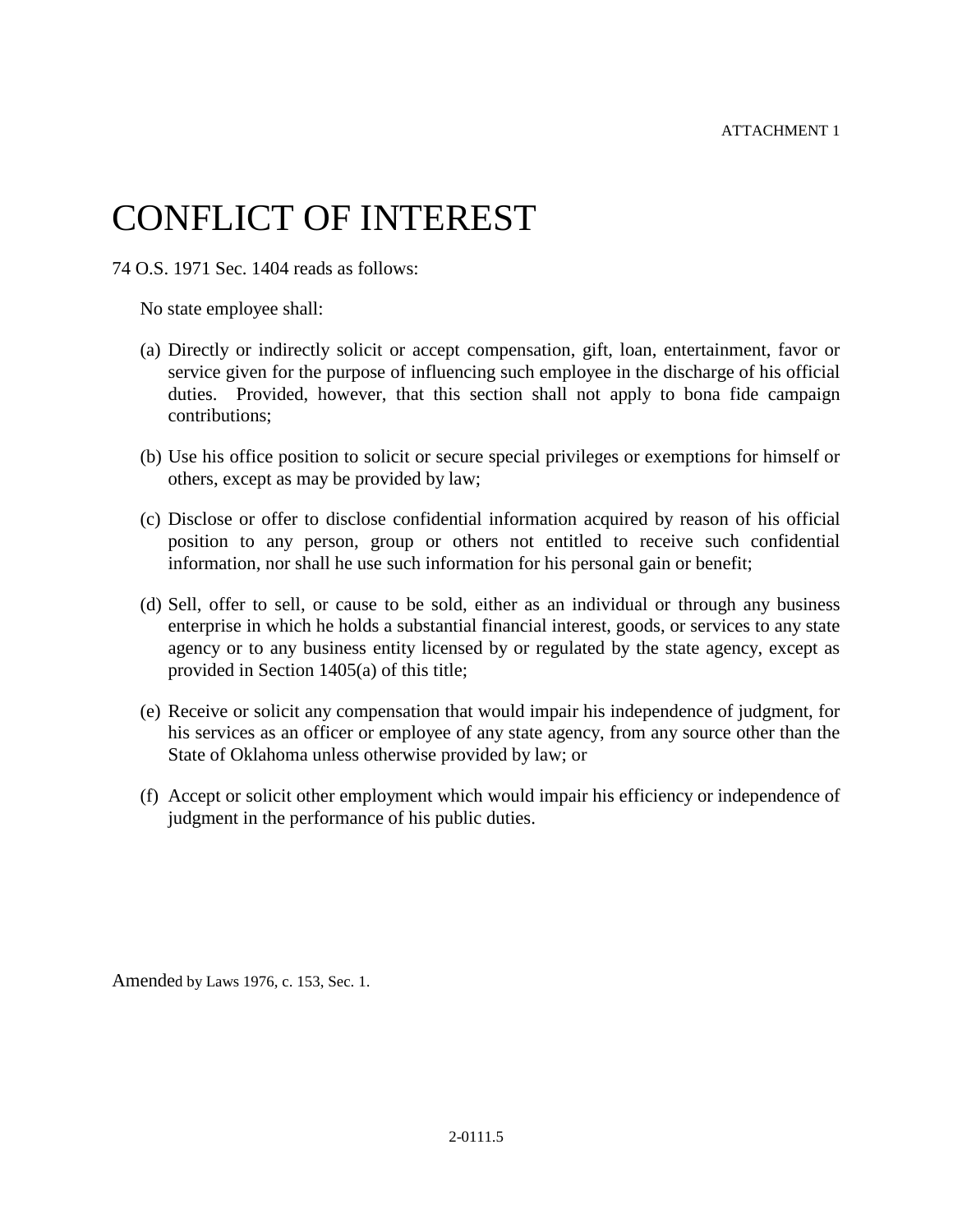ATTACHMENT 1

# CONFLICT OF INTEREST

74 O.S. 1971 Sec. 1404 reads as follows:

No state employee shall:

(a) Directly or indirectly solicit or accept compensation, gift, loan, entertainment, favor or service given for the purpose of influencing such employee in the discharge of his official duties. Provided, however, that this section shall not apply to bona fide campaign contributions;

(b) Use his office position to solicit or secure special privileges or exemptions for himself or others, except as may be provided by law;

(c) Disclose or offer to disclose confidential information acquired by reason of his official position to any person, group or others not entitled to receive such confidential information, nor shall he use such information for his personal gain or benefit;

(d) Sell, offer to sell, or cause to be sold, either as an individual or through any business enterprise in which he holds a substantial financial interest, goods, or services to any state agency or to any business entity licensed by or regulated by the state agency, except as provided in Section 1405(a) of this title;

(e) Receive or solicit any compensation that would impair his independence of judgment, for his services as an officer or employee of any state agency, from any source other than the State of Oklahoma unless otherwise provided by law; or

(f) Accept or solicit other employment which would impair his efficiency or independence of judgment in the performance of his public duties.

Amended by Laws 1976, c. 153, Sec. 1.

2-0111.5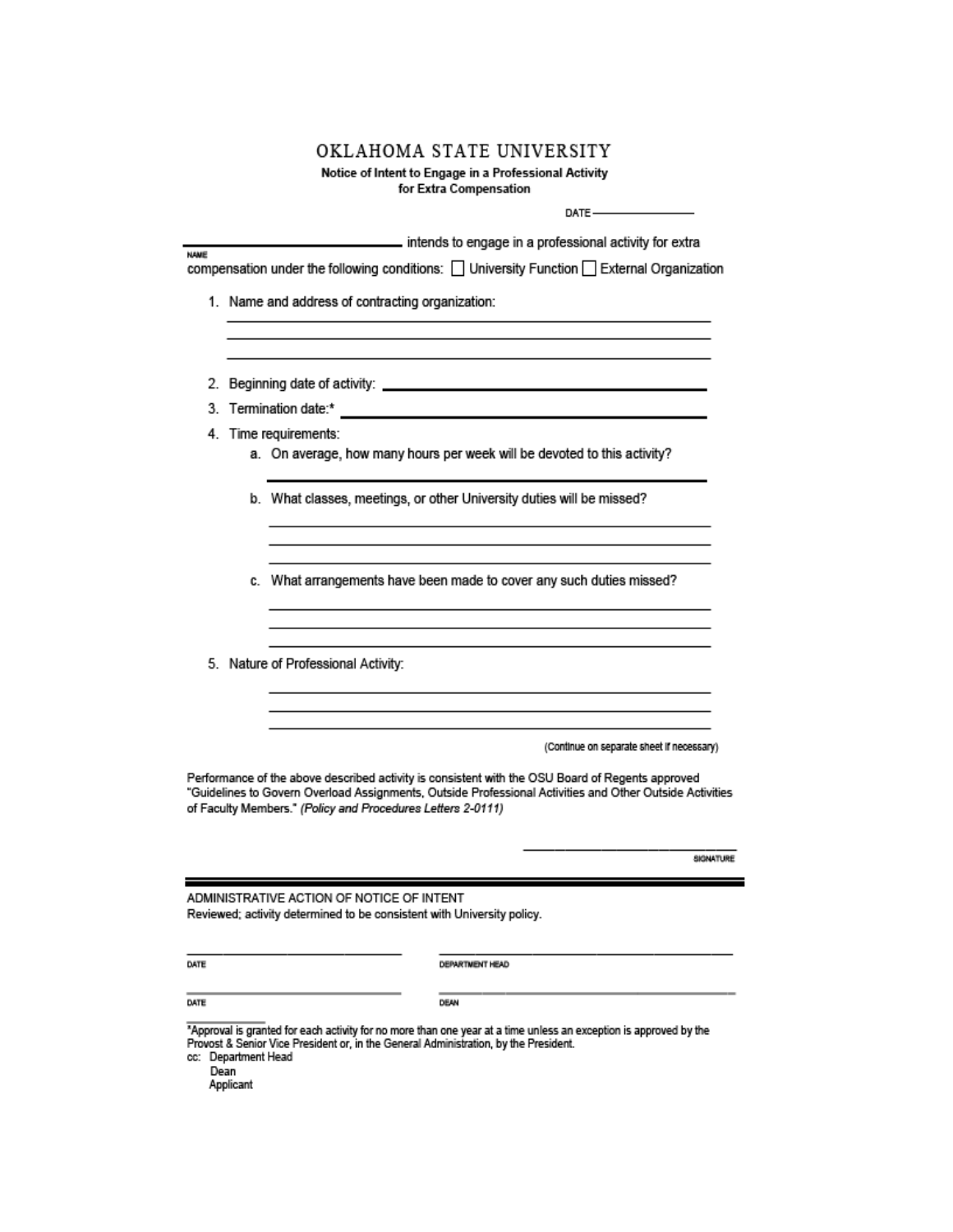# OKLAHOMA STATE UNIVERSITY

**Notice of Intent to Engage in a Professional Activity for Extra Compensation**

DATE ______________

______________________________ intends to engage in a professional activity for extra
NAME

compensation under the following conditions: ☐ University Function ☐ External Organization

1. Name and address of contracting organization:

   ______________________________________________
   ______________________________________________
   ______________________________________________

2. Beginning date of activity: ______________________________
3. Termination date:* ______________________________
4. Time requirements:
   a. On average, how many hours per week will be devoted to this activity?

      ______________________________________________

   b. What classes, meetings, or other University duties will be missed?

      ______________________________________________
      ______________________________________________
      ______________________________________________

   c. What arrangements have been made to cover any such duties missed?

      ______________________________________________
      ______________________________________________
      ______________________________________________

5. Nature of Professional Activity:

   ______________________________________________
   ______________________________________________
   ______________________________________________

(Continue on separate sheet if necessary)

Performance of the above described activity is consistent with the OSU Board of Regents approved "Guidelines to Govern Overload Assignments, Outside Professional Activities and Other Outside Activities of Faculty Members." *(Policy and Procedures Letters 2-0111)*

______________________________
SIGNATURE

---

ADMINISTRATIVE ACTION OF NOTICE OF INTENT

Reviewed; activity determined to be consistent with University policy.

______________________________ ______________________________
DATE DEPARTMENT HEAD

______________________________ ______________________________
DATE DEAN

*Approval is granted for each activity for no more than one year at a time unless an exception is approved by the Provost & Senior Vice President or, in the General Administration, by the President.

cc: Department Head
Dean
Applicant